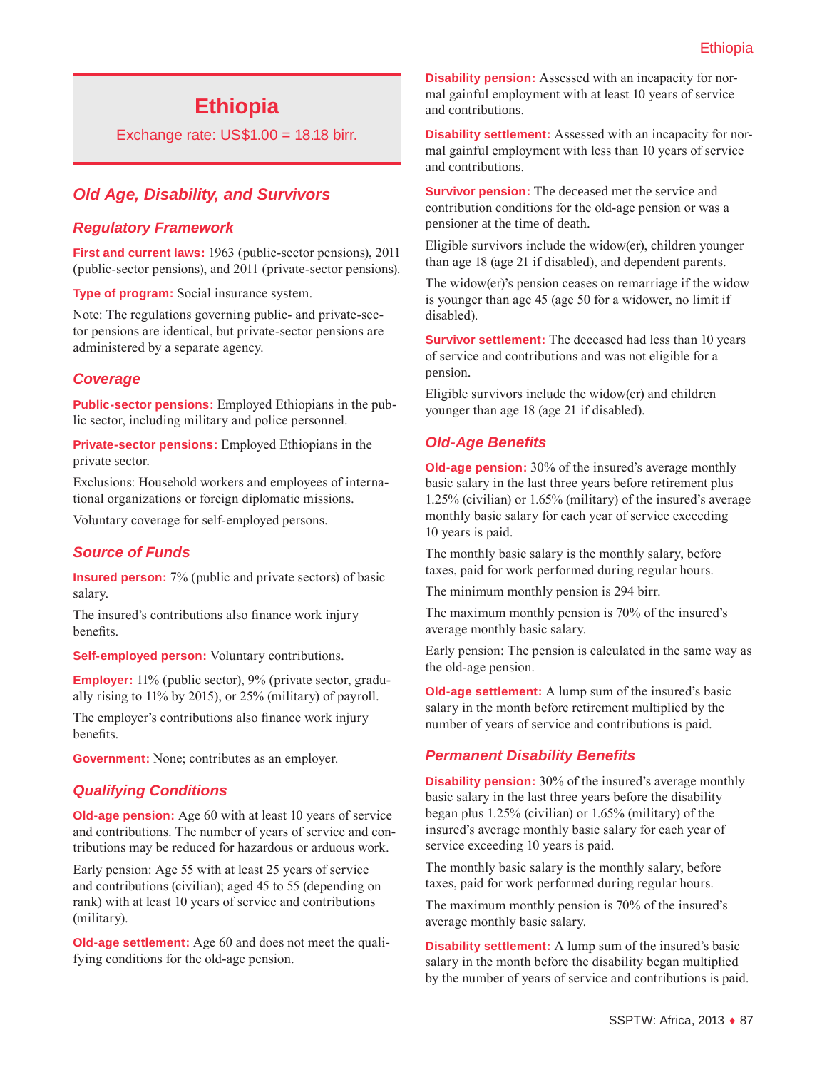# Ethiopia

Exchange rate: US$1.00 = 18.18 birr.

## Old Age, Disability, and Survivors

### Regulatory Framework

**First and current laws:** 1963 (public-sector pensions), 2011 (public-sector pensions), and 2011 (private-sector pensions).

**Type of program:** Social insurance system.

Note: The regulations governing public- and private-sector pensions are identical, but private-sector pensions are administered by a separate agency.

### Coverage

**Public-sector pensions:** Employed Ethiopians in the public sector, including military and police personnel.

**Private-sector pensions:** Employed Ethiopians in the private sector.

Exclusions: Household workers and employees of international organizations or foreign diplomatic missions.

Voluntary coverage for self-employed persons.

### Source of Funds

**Insured person:** 7% (public and private sectors) of basic salary.

The insured's contributions also finance work injury benefits.

**Self-employed person:** Voluntary contributions.

**Employer:** 11% (public sector), 9% (private sector, gradually rising to 11% by 2015), or 25% (military) of payroll.

The employer's contributions also finance work injury benefits.

**Government:** None; contributes as an employer.

### Qualifying Conditions

**Old-age pension:** Age 60 with at least 10 years of service and contributions. The number of years of service and contributions may be reduced for hazardous or arduous work.

Early pension: Age 55 with at least 25 years of service and contributions (civilian); aged 45 to 55 (depending on rank) with at least 10 years of service and contributions (military).

**Old-age settlement:** Age 60 and does not meet the qualifying conditions for the old-age pension.

**Disability pension:** Assessed with an incapacity for normal gainful employment with at least 10 years of service and contributions.

**Disability settlement:** Assessed with an incapacity for normal gainful employment with less than 10 years of service and contributions.

**Survivor pension:** The deceased met the service and contribution conditions for the old-age pension or was a pensioner at the time of death.

Eligible survivors include the widow(er), children younger than age 18 (age 21 if disabled), and dependent parents.

The widow(er)'s pension ceases on remarriage if the widow is younger than age 45 (age 50 for a widower, no limit if disabled).

**Survivor settlement:** The deceased had less than 10 years of service and contributions and was not eligible for a pension.

Eligible survivors include the widow(er) and children younger than age 18 (age 21 if disabled).

### Old-Age Benefits

**Old-age pension:** 30% of the insured's average monthly basic salary in the last three years before retirement plus 1.25% (civilian) or 1.65% (military) of the insured's average monthly basic salary for each year of service exceeding 10 years is paid.

The monthly basic salary is the monthly salary, before taxes, paid for work performed during regular hours.

The minimum monthly pension is 294 birr.

The maximum monthly pension is 70% of the insured's average monthly basic salary.

Early pension: The pension is calculated in the same way as the old-age pension.

**Old-age settlement:** A lump sum of the insured's basic salary in the month before retirement multiplied by the number of years of service and contributions is paid.

### Permanent Disability Benefits

**Disability pension:** 30% of the insured's average monthly basic salary in the last three years before the disability began plus 1.25% (civilian) or 1.65% (military) of the insured's average monthly basic salary for each year of service exceeding 10 years is paid.

The monthly basic salary is the monthly salary, before taxes, paid for work performed during regular hours.

The maximum monthly pension is 70% of the insured's average monthly basic salary.

**Disability settlement:** A lump sum of the insured's basic salary in the month before the disability began multiplied by the number of years of service and contributions is paid.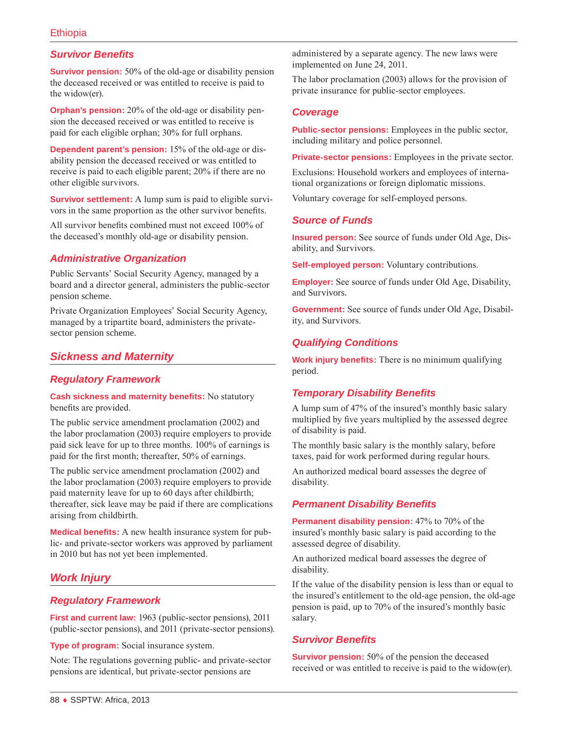### Survivor Benefits

**Survivor pension:** 50% of the old-age or disability pension the deceased received or was entitled to receive is paid to the widow(er).

**Orphan's pension:** 20% of the old-age or disability pension the deceased received or was entitled to receive is paid for each eligible orphan; 30% for full orphans.

**Dependent parent's pension:** 15% of the old-age or disability pension the deceased received or was entitled to receive is paid to each eligible parent; 20% if there are no other eligible survivors.

**Survivor settlement:** A lump sum is paid to eligible survivors in the same proportion as the other survivor benefits.

All survivor benefits combined must not exceed 100% of the deceased's monthly old-age or disability pension.

### Administrative Organization

Public Servants' Social Security Agency, managed by a board and a director general, administers the public-sector pension scheme.

Private Organization Employees' Social Security Agency, managed by a tripartite board, administers the private-sector pension scheme.

## Sickness and Maternity

### Regulatory Framework

**Cash sickness and maternity benefits:** No statutory benefits are provided.

The public service amendment proclamation (2002) and the labor proclamation (2003) require employers to provide paid sick leave for up to three months. 100% of earnings is paid for the first month; thereafter, 50% of earnings.

The public service amendment proclamation (2002) and the labor proclamation (2003) require employers to provide paid maternity leave for up to 60 days after childbirth; thereafter, sick leave may be paid if there are complications arising from childbirth.

**Medical benefits:** A new health insurance system for public- and private-sector workers was approved by parliament in 2010 but has not yet been implemented.

## Work Injury

### Regulatory Framework

**First and current law:** 1963 (public-sector pensions), 2011 (public-sector pensions), and 2011 (private-sector pensions).

**Type of program:** Social insurance system.

Note: The regulations governing public- and private-sector pensions are identical, but private-sector pensions are administered by a separate agency. The new laws were implemented on June 24, 2011.

The labor proclamation (2003) allows for the provision of private insurance for public-sector employees.

### Coverage

**Public-sector pensions:** Employees in the public sector, including military and police personnel.

**Private-sector pensions:** Employees in the private sector.

Exclusions: Household workers and employees of international organizations or foreign diplomatic missions.

Voluntary coverage for self-employed persons.

### Source of Funds

**Insured person:** See source of funds under Old Age, Disability, and Survivors.

**Self-employed person:** Voluntary contributions.

**Employer:** See source of funds under Old Age, Disability, and Survivors.

**Government:** See source of funds under Old Age, Disability, and Survivors.

### Qualifying Conditions

**Work injury benefits:** There is no minimum qualifying period.

### Temporary Disability Benefits

A lump sum of 47% of the insured's monthly basic salary multiplied by five years multiplied by the assessed degree of disability is paid.

The monthly basic salary is the monthly salary, before taxes, paid for work performed during regular hours.

An authorized medical board assesses the degree of disability.

### Permanent Disability Benefits

**Permanent disability pension:** 47% to 70% of the insured's monthly basic salary is paid according to the assessed degree of disability.

An authorized medical board assesses the degree of disability.

If the value of the disability pension is less than or equal to the insured's entitlement to the old-age pension, the old-age pension is paid, up to 70% of the insured's monthly basic salary.

### Survivor Benefits

**Survivor pension:** 50% of the pension the deceased received or was entitled to receive is paid to the widow(er).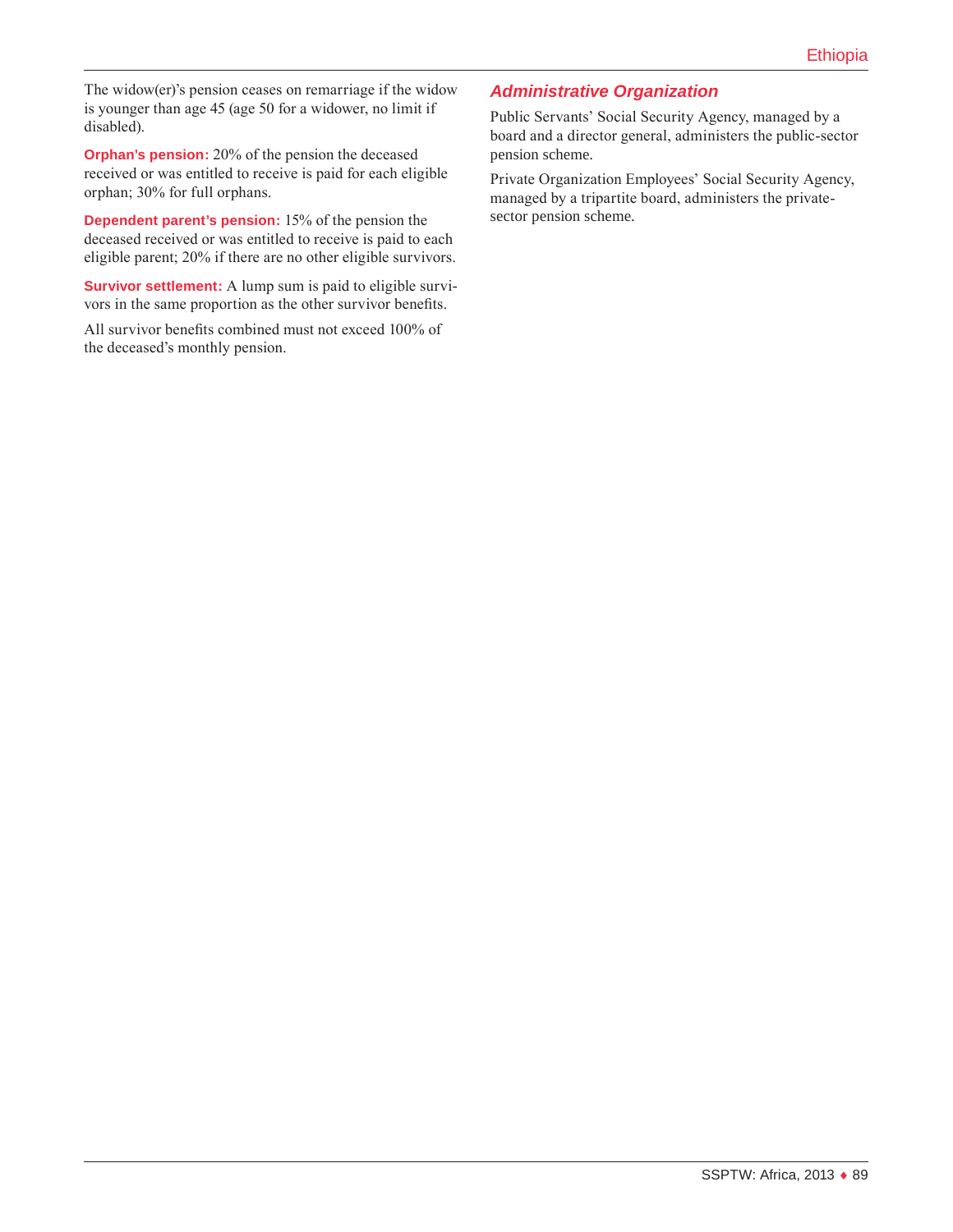The widow(er)'s pension ceases on remarriage if the widow is younger than age 45 (age 50 for a widower, no limit if disabled).

**Orphan's pension:** 20% of the pension the deceased received or was entitled to receive is paid for each eligible orphan; 30% for full orphans.

**Dependent parent's pension:** 15% of the pension the deceased received or was entitled to receive is paid to each eligible parent; 20% if there are no other eligible survivors.

**Survivor settlement:** A lump sum is paid to eligible survivors in the same proportion as the other survivor benefits.

All survivor benefits combined must not exceed 100% of the deceased's monthly pension.

## Administrative Organization

Public Servants' Social Security Agency, managed by a board and a director general, administers the public-sector pension scheme.

Private Organization Employees' Social Security Agency, managed by a tripartite board, administers the private-sector pension scheme.